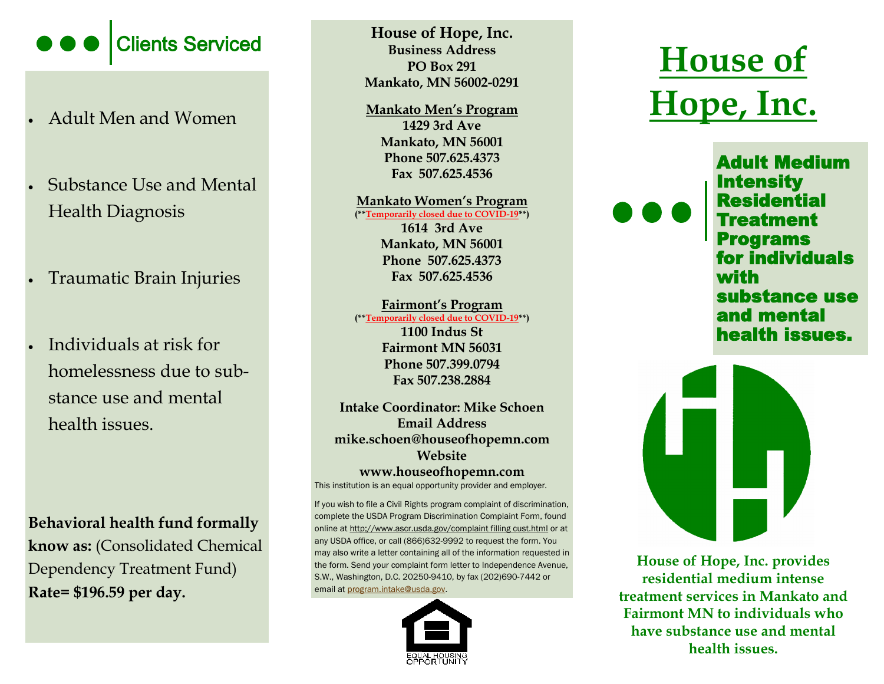## Clients Serviced

- Adult Men and Women
- Substance Use and Mental Health Diagnosis
- Traumatic Brain Injuries
- Individuals at risk for homelessness due to substance use and mental health issues.

**Behavioral health fund formally know as:** (Consolidated Chemical Dependency Treatment Fund) **Rate= $196.59 per day.**

**House of Hope, Inc.**
**Business Address**
**PO Box 291**
**Mankato, MN 56002-0291**

**Mankato Men's Program**
**1429 3rd Ave**
**Mankato, MN 56001**
**Phone 507.625.4373**
**Fax 507.625.4536**

**Mankato Women's Program**
(**Temporarily closed due to COVID-19**)
**1614 3rd Ave**
**Mankato, MN 56001**
**Phone 507.625.4373**
**Fax 507.625.4536**

**Fairmont's Program**
(**Temporarily closed due to COVID-19**)
**1100 Indus St**
**Fairmont MN 56031**
**Phone 507.399.0794**
**Fax 507.238.2884**

**Intake Coordinator: Mike Schoen**
**Email Address**
**mike.schoen@houseofhopemn.com**
**Website**
**www.houseofhopemn.com**

This institution is an equal opportunity provider and employer.

If you wish to file a Civil Rights program complaint of discrimination, complete the USDA Program Discrimination Complaint Form, found online at http://www.ascr.usda.gov/complaint filling cust.html or at any USDA office, or call (866)632-9992 to request the form. You may also write a letter containing all of the information requested in the form. Send your complaint form letter to Independence Avenue, S.W., Washington, D.C. 20250-9410, by fax (202)690-7442 or email at program.intake@usda.gov.

EQUAL HOUSING OPPORTUNITY

# House of Hope, Inc.

**Adult Medium Intensity Residential Treatment Programs for individuals with substance use and mental health issues.**

**House of Hope, Inc. provides residential medium intense treatment services in Mankato and Fairmont MN to individuals who have substance use and mental health issues.**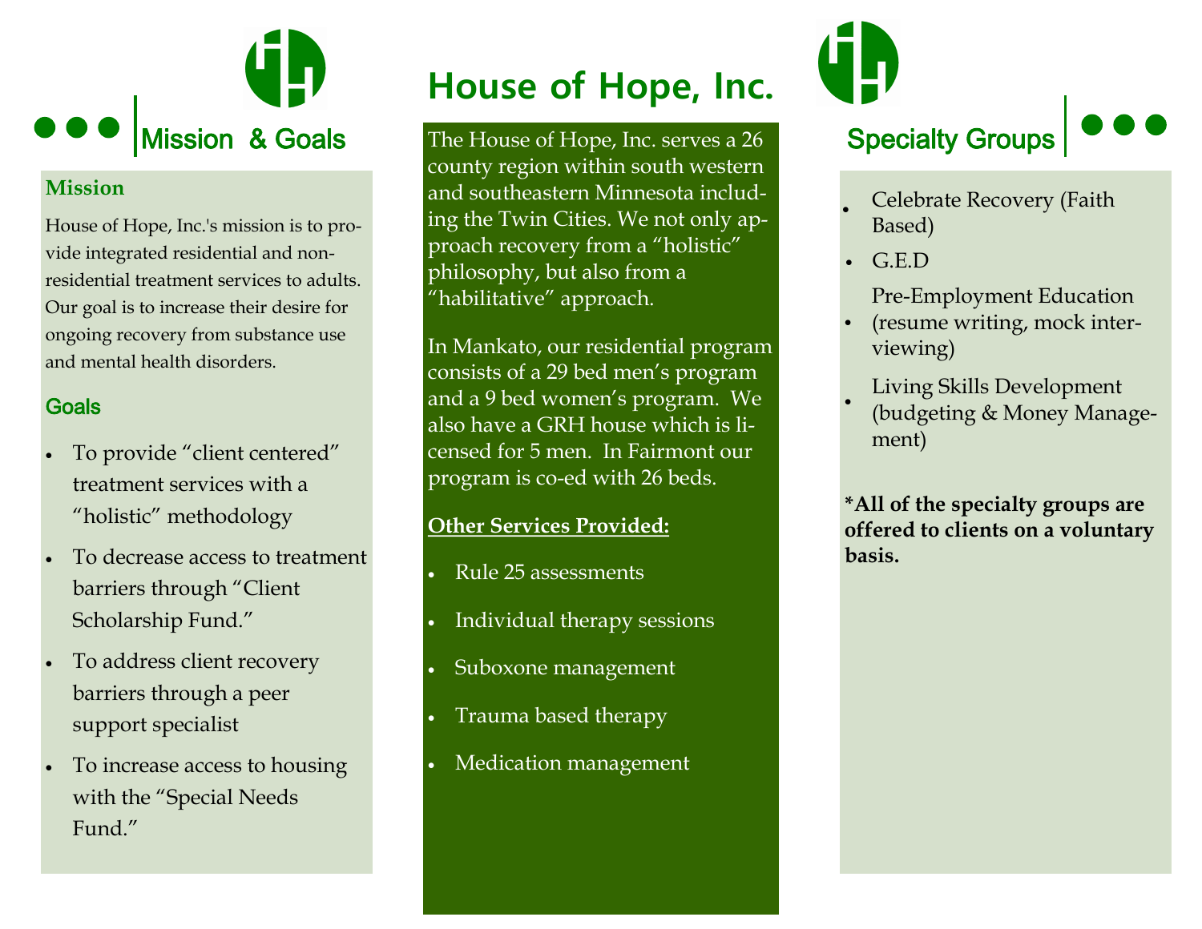## Mission & Goals

### Mission

House of Hope, Inc.'s mission is to provide integrated residential and non-residential treatment services to adults. Our goal is to increase their desire for ongoing recovery from substance use and mental health disorders.

### Goals

- To provide "client centered" treatment services with a "holistic" methodology
- To decrease access to treatment barriers through "Client Scholarship Fund."
- To address client recovery barriers through a peer support specialist
- To increase access to housing with the "Special Needs Fund."

# House of Hope, Inc.

The House of Hope, Inc. serves a 26 county region within south western and southeastern Minnesota including the Twin Cities. We not only approach recovery from a "holistic" philosophy, but also from a "habilitative" approach.

In Mankato, our residential program consists of a 29 bed men's program and a 9 bed women's program. We also have a GRH house which is licensed for 5 men. In Fairmont our program is co-ed with 26 beds.

**Other Services Provided:**

- Rule 25 assessments
- Individual therapy sessions
- Suboxone management
- Trauma based therapy
- Medication management

## Specialty Groups

- Celebrate Recovery (Faith Based)
- G.E.D
- Pre-Employment Education (resume writing, mock interviewing)
- Living Skills Development (budgeting & Money Management)

**\*All of the specialty groups are offered to clients on a voluntary basis.**